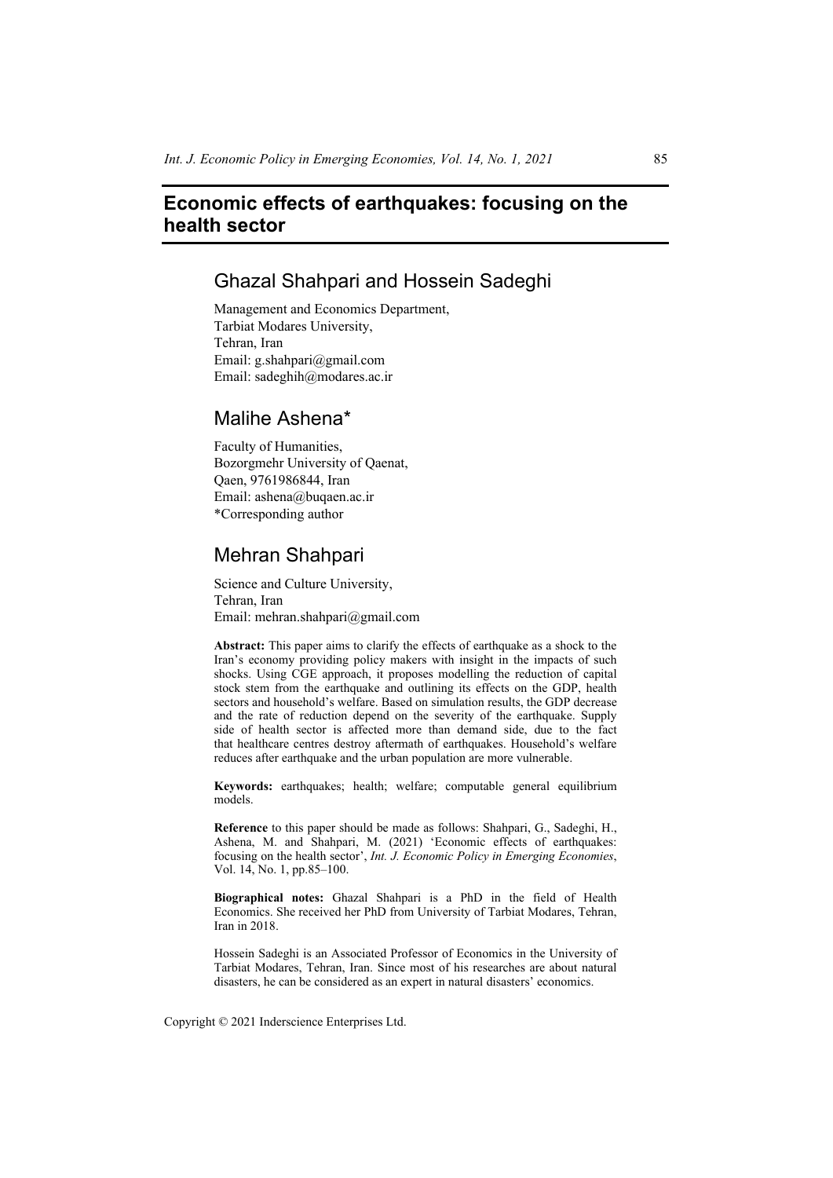# Economic effects of earthquakes: focusing on the health sector

## Ghazal Shahpari and Hossein Sadeghi

Management and Economics Department,
Tarbiat Modares University,
Tehran, Iran
Email: g.shahpari@gmail.com
Email: sadeghih@modares.ac.ir

## Malihe Ashena*

Faculty of Humanities,
Bozorgmehr University of Qaenat,
Qaen, 9761986844, Iran
Email: ashena@buqaen.ac.ir
*Corresponding author

## Mehran Shahpari

Science and Culture University,
Tehran, Iran
Email: mehran.shahpari@gmail.com

**Abstract:** This paper aims to clarify the effects of earthquake as a shock to the Iran's economy providing policy makers with insight in the impacts of such shocks. Using CGE approach, it proposes modelling the reduction of capital stock stem from the earthquake and outlining its effects on the GDP, health sectors and household's welfare. Based on simulation results, the GDP decrease and the rate of reduction depend on the severity of the earthquake. Supply side of health sector is affected more than demand side, due to the fact that healthcare centres destroy aftermath of earthquakes. Household's welfare reduces after earthquake and the urban population are more vulnerable.

**Keywords:** earthquakes; health; welfare; computable general equilibrium models.

**Reference** to this paper should be made as follows: Shahpari, G., Sadeghi, H., Ashena, M. and Shahpari, M. (2021) 'Economic effects of earthquakes: focusing on the health sector', *Int. J. Economic Policy in Emerging Economies*, Vol. 14, No. 1, pp.85–100.

**Biographical notes:** Ghazal Shahpari is a PhD in the field of Health Economics. She received her PhD from University of Tarbiat Modares, Tehran, Iran in 2018.

Hossein Sadeghi is an Associated Professor of Economics in the University of Tarbiat Modares, Tehran, Iran. Since most of his researches are about natural disasters, he can be considered as an expert in natural disasters' economics.

Copyright © 2021 Inderscience Enterprises Ltd.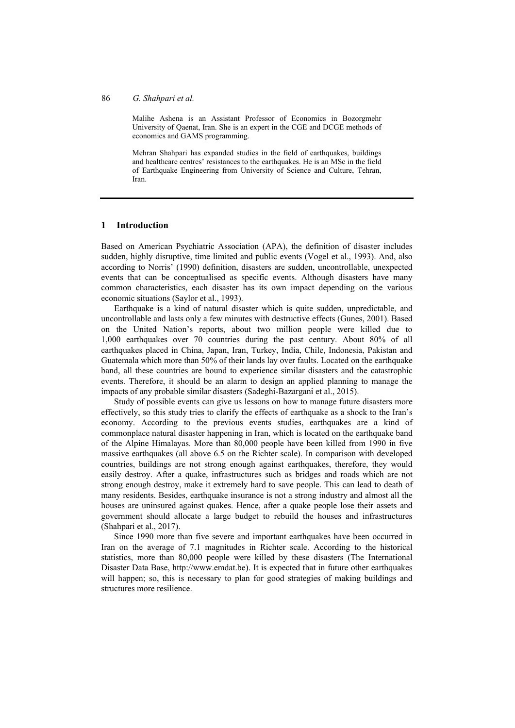Malihe Ashena is an Assistant Professor of Economics in Bozorgmehr University of Qaenat, Iran. She is an expert in the CGE and DCGE methods of economics and GAMS programming.

Mehran Shahpari has expanded studies in the field of earthquakes, buildings and healthcare centres' resistances to the earthquakes. He is an MSc in the field of Earthquake Engineering from University of Science and Culture, Tehran, Iran.

## 1 Introduction

Based on American Psychiatric Association (APA), the definition of disaster includes sudden, highly disruptive, time limited and public events (Vogel et al., 1993). And, also according to Norris' (1990) definition, disasters are sudden, uncontrollable, unexpected events that can be conceptualised as specific events. Although disasters have many common characteristics, each disaster has its own impact depending on the various economic situations (Saylor et al., 1993).

Earthquake is a kind of natural disaster which is quite sudden, unpredictable, and uncontrollable and lasts only a few minutes with destructive effects (Gunes, 2001). Based on the United Nation's reports, about two million people were killed due to 1,000 earthquakes over 70 countries during the past century. About 80% of all earthquakes placed in China, Japan, Iran, Turkey, India, Chile, Indonesia, Pakistan and Guatemala which more than 50% of their lands lay over faults. Located on the earthquake band, all these countries are bound to experience similar disasters and the catastrophic events. Therefore, it should be an alarm to design an applied planning to manage the impacts of any probable similar disasters (Sadeghi-Bazargani et al., 2015).

Study of possible events can give us lessons on how to manage future disasters more effectively, so this study tries to clarify the effects of earthquake as a shock to the Iran's economy. According to the previous events studies, earthquakes are a kind of commonplace natural disaster happening in Iran, which is located on the earthquake band of the Alpine Himalayas. More than 80,000 people have been killed from 1990 in five massive earthquakes (all above 6.5 on the Richter scale). In comparison with developed countries, buildings are not strong enough against earthquakes, therefore, they would easily destroy. After a quake, infrastructures such as bridges and roads which are not strong enough destroy, make it extremely hard to save people. This can lead to death of many residents. Besides, earthquake insurance is not a strong industry and almost all the houses are uninsured against quakes. Hence, after a quake people lose their assets and government should allocate a large budget to rebuild the houses and infrastructures (Shahpari et al., 2017).

Since 1990 more than five severe and important earthquakes have been occurred in Iran on the average of 7.1 magnitudes in Richter scale. According to the historical statistics, more than 80,000 people were killed by these disasters (The International Disaster Data Base, http://www.emdat.be). It is expected that in future other earthquakes will happen; so, this is necessary to plan for good strategies of making buildings and structures more resilience.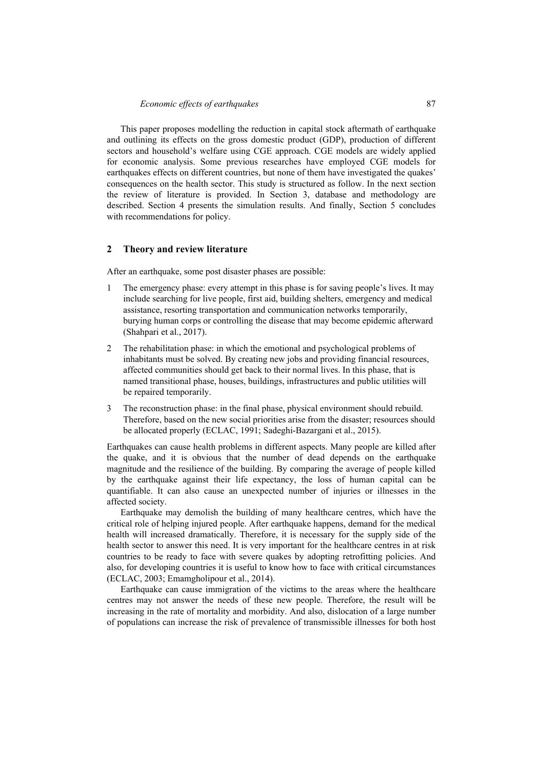This paper proposes modelling the reduction in capital stock aftermath of earthquake and outlining its effects on the gross domestic product (GDP), production of different sectors and household's welfare using CGE approach. CGE models are widely applied for economic analysis. Some previous researches have employed CGE models for earthquakes effects on different countries, but none of them have investigated the quakes' consequences on the health sector. This study is structured as follow. In the next section the review of literature is provided. In Section 3, database and methodology are described. Section 4 presents the simulation results. And finally, Section 5 concludes with recommendations for policy.

## 2 Theory and review literature

After an earthquake, some post disaster phases are possible:

1. The emergency phase: every attempt in this phase is for saving people's lives. It may include searching for live people, first aid, building shelters, emergency and medical assistance, resorting transportation and communication networks temporarily, burying human corps or controlling the disease that may become epidemic afterward (Shahpari et al., 2017).
2. The rehabilitation phase: in which the emotional and psychological problems of inhabitants must be solved. By creating new jobs and providing financial resources, affected communities should get back to their normal lives. In this phase, that is named transitional phase, houses, buildings, infrastructures and public utilities will be repaired temporarily.
3. The reconstruction phase: in the final phase, physical environment should rebuild. Therefore, based on the new social priorities arise from the disaster; resources should be allocated properly (ECLAC, 1991; Sadeghi-Bazargani et al., 2015).

Earthquakes can cause health problems in different aspects. Many people are killed after the quake, and it is obvious that the number of dead depends on the earthquake magnitude and the resilience of the building. By comparing the average of people killed by the earthquake against their life expectancy, the loss of human capital can be quantifiable. It can also cause an unexpected number of injuries or illnesses in the affected society.

Earthquake may demolish the building of many healthcare centres, which have the critical role of helping injured people. After earthquake happens, demand for the medical health will increased dramatically. Therefore, it is necessary for the supply side of the health sector to answer this need. It is very important for the healthcare centres in at risk countries to be ready to face with severe quakes by adopting retrofitting policies. And also, for developing countries it is useful to know how to face with critical circumstances (ECLAC, 2003; Emamgholipour et al., 2014).

Earthquake can cause immigration of the victims to the areas where the healthcare centres may not answer the needs of these new people. Therefore, the result will be increasing in the rate of mortality and morbidity. And also, dislocation of a large number of populations can increase the risk of prevalence of transmissible illnesses for both host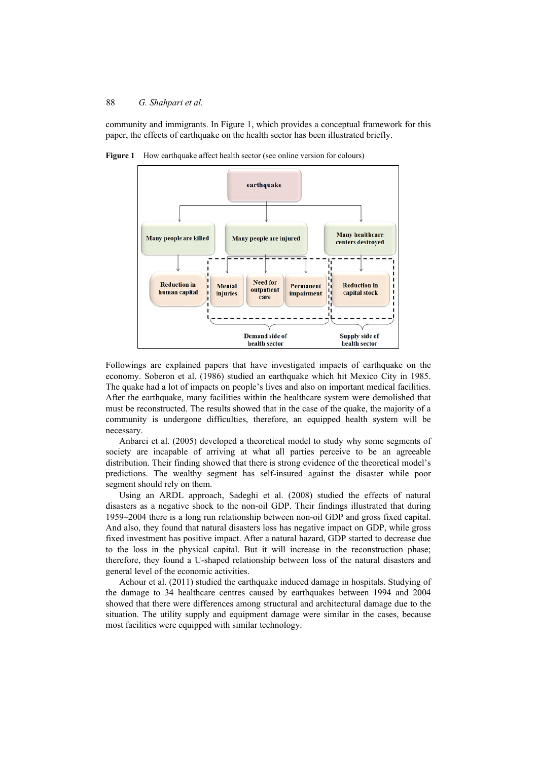community and immigrants. In Figure 1, which provides a conceptual framework for this paper, the effects of earthquake on the health sector has been illustrated briefly.

**Figure 1** How earthquake affect health sector (see online version for colours)

Followings are explained papers that have investigated impacts of earthquake on the economy. Soberon et al. (1986) studied an earthquake which hit Mexico City in 1985. The quake had a lot of impacts on people's lives and also on important medical facilities. After the earthquake, many facilities within the healthcare system were demolished that must be reconstructed. The results showed that in the case of the quake, the majority of a community is undergone difficulties, therefore, an equipped health system will be necessary.

Anbarci et al. (2005) developed a theoretical model to study why some segments of society are incapable of arriving at what all parties perceive to be an agreeable distribution. Their finding showed that there is strong evidence of the theoretical model's predictions. The wealthy segment has self-insured against the disaster while poor segment should rely on them.

Using an ARDL approach, Sadeghi et al. (2008) studied the effects of natural disasters as a negative shock to the non-oil GDP. Their findings illustrated that during 1959–2004 there is a long run relationship between non-oil GDP and gross fixed capital. And also, they found that natural disasters loss has negative impact on GDP, while gross fixed investment has positive impact. After a natural hazard, GDP started to decrease due to the loss in the physical capital. But it will increase in the reconstruction phase; therefore, they found a U-shaped relationship between loss of the natural disasters and general level of the economic activities.

Achour et al. (2011) studied the earthquake induced damage in hospitals. Studying of the damage to 34 healthcare centres caused by earthquakes between 1994 and 2004 showed that there were differences among structural and architectural damage due to the situation. The utility supply and equipment damage were similar in the cases, because most facilities were equipped with similar technology.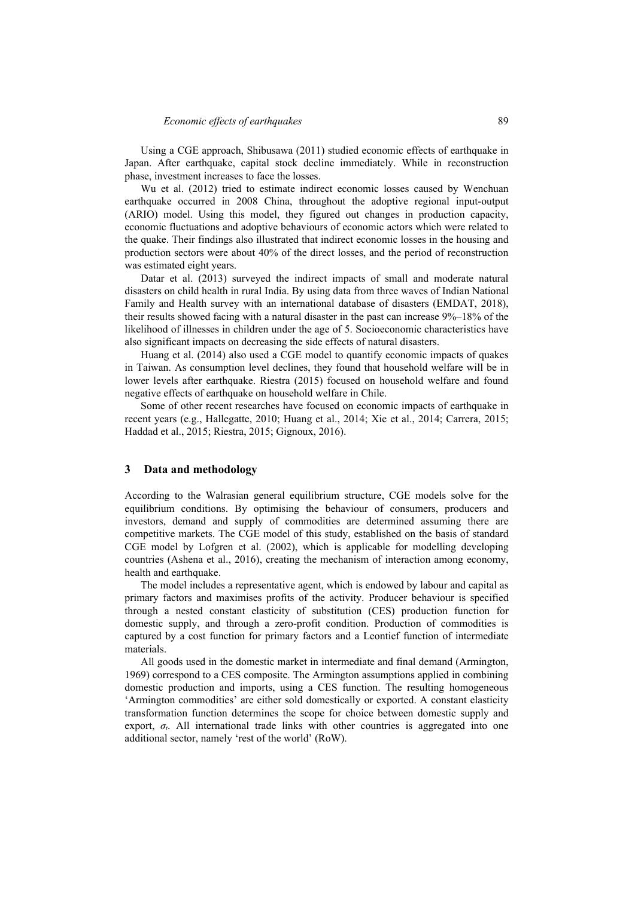Using a CGE approach, Shibusawa (2011) studied economic effects of earthquake in Japan. After earthquake, capital stock decline immediately. While in reconstruction phase, investment increases to face the losses.

Wu et al. (2012) tried to estimate indirect economic losses caused by Wenchuan earthquake occurred in 2008 China, throughout the adoptive regional input-output (ARIO) model. Using this model, they figured out changes in production capacity, economic fluctuations and adoptive behaviours of economic actors which were related to the quake. Their findings also illustrated that indirect economic losses in the housing and production sectors were about 40% of the direct losses, and the period of reconstruction was estimated eight years.

Datar et al. (2013) surveyed the indirect impacts of small and moderate natural disasters on child health in rural India. By using data from three waves of Indian National Family and Health survey with an international database of disasters (EMDAT, 2018), their results showed facing with a natural disaster in the past can increase 9%–18% of the likelihood of illnesses in children under the age of 5. Socioeconomic characteristics have also significant impacts on decreasing the side effects of natural disasters.

Huang et al. (2014) also used a CGE model to quantify economic impacts of quakes in Taiwan. As consumption level declines, they found that household welfare will be in lower levels after earthquake. Riestra (2015) focused on household welfare and found negative effects of earthquake on household welfare in Chile.

Some of other recent researches have focused on economic impacts of earthquake in recent years (e.g., Hallegatte, 2010; Huang et al., 2014; Xie et al., 2014; Carrera, 2015; Haddad et al., 2015; Riestra, 2015; Gignoux, 2016).

## 3 Data and methodology

According to the Walrasian general equilibrium structure, CGE models solve for the equilibrium conditions. By optimising the behaviour of consumers, producers and investors, demand and supply of commodities are determined assuming there are competitive markets. The CGE model of this study, established on the basis of standard CGE model by Lofgren et al. (2002), which is applicable for modelling developing countries (Ashena et al., 2016), creating the mechanism of interaction among economy, health and earthquake.

The model includes a representative agent, which is endowed by labour and capital as primary factors and maximises profits of the activity. Producer behaviour is specified through a nested constant elasticity of substitution (CES) production function for domestic supply, and through a zero-profit condition. Production of commodities is captured by a cost function for primary factors and a Leontief function of intermediate materials.

All goods used in the domestic market in intermediate and final demand (Armington, 1969) correspond to a CES composite. The Armington assumptions applied in combining domestic production and imports, using a CES function. The resulting homogeneous 'Armington commodities' are either sold domestically or exported. A constant elasticity transformation function determines the scope for choice between domestic supply and export, $\sigma_t$. All international trade links with other countries is aggregated into one additional sector, namely 'rest of the world' (RoW).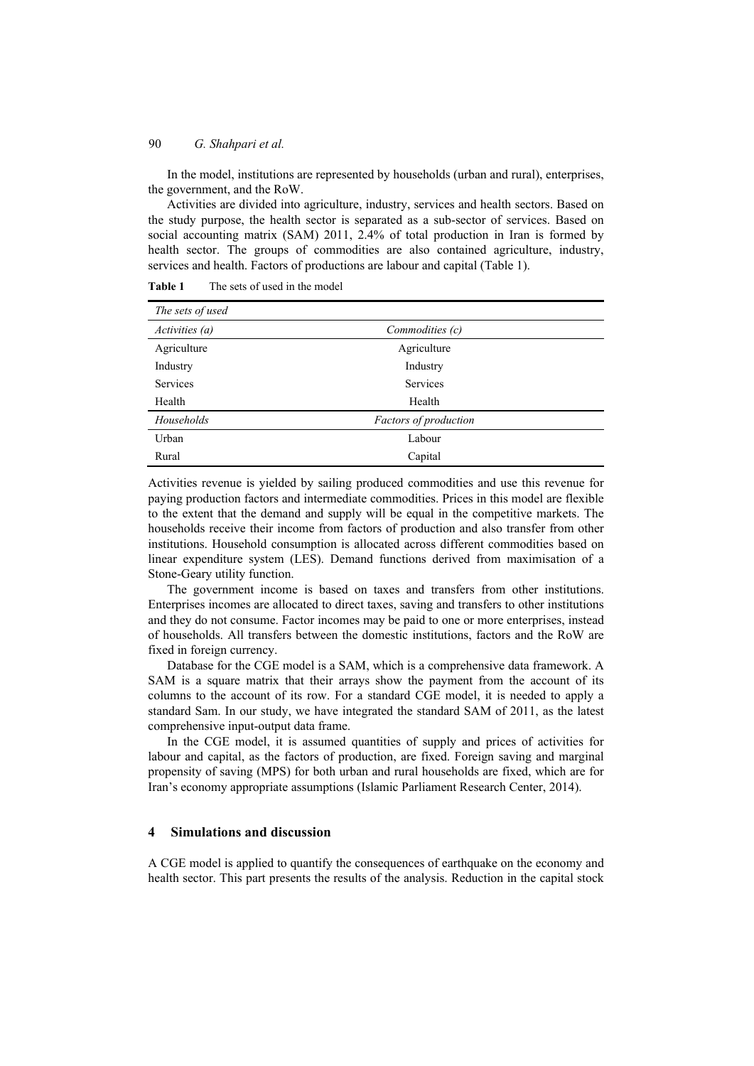In the model, institutions are represented by households (urban and rural), enterprises, the government, and the RoW.

Activities are divided into agriculture, industry, services and health sectors. Based on the study purpose, the health sector is separated as a sub-sector of services. Based on social accounting matrix (SAM) 2011, 2.4% of total production in Iran is formed by health sector. The groups of commodities are also contained agriculture, industry, services and health. Factors of productions are labour and capital (Table 1).

**Table 1** The sets of used in the model

| *The sets of used* | |
|---|---|
| *Activities (a)* | *Commodities (c)* |
| Agriculture | Agriculture |
| Industry | Industry |
| Services | Services |
| Health | Health |
| *Households* | *Factors of production* |
| Urban | Labour |
| Rural | Capital |

Activities revenue is yielded by sailing produced commodities and use this revenue for paying production factors and intermediate commodities. Prices in this model are flexible to the extent that the demand and supply will be equal in the competitive markets. The households receive their income from factors of production and also transfer from other institutions. Household consumption is allocated across different commodities based on linear expenditure system (LES). Demand functions derived from maximisation of a Stone-Geary utility function.

The government income is based on taxes and transfers from other institutions. Enterprises incomes are allocated to direct taxes, saving and transfers to other institutions and they do not consume. Factor incomes may be paid to one or more enterprises, instead of households. All transfers between the domestic institutions, factors and the RoW are fixed in foreign currency.

Database for the CGE model is a SAM, which is a comprehensive data framework. A SAM is a square matrix that their arrays show the payment from the account of its columns to the account of its row. For a standard CGE model, it is needed to apply a standard Sam. In our study, we have integrated the standard SAM of 2011, as the latest comprehensive input-output data frame.

In the CGE model, it is assumed quantities of supply and prices of activities for labour and capital, as the factors of production, are fixed. Foreign saving and marginal propensity of saving (MPS) for both urban and rural households are fixed, which are for Iran's economy appropriate assumptions (Islamic Parliament Research Center, 2014).

## 4 Simulations and discussion

A CGE model is applied to quantify the consequences of earthquake on the economy and health sector. This part presents the results of the analysis. Reduction in the capital stock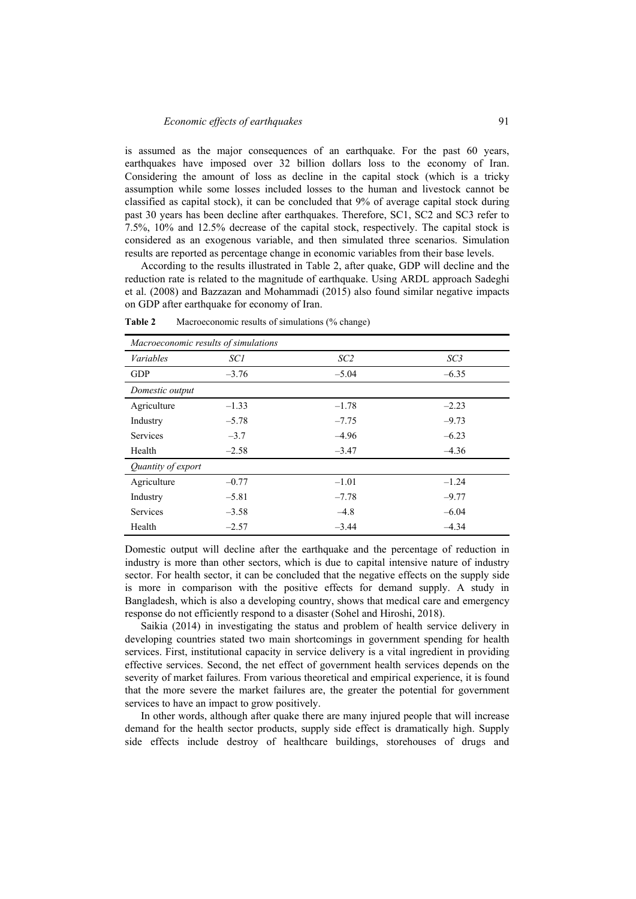is assumed as the major consequences of an earthquake. For the past 60 years, earthquakes have imposed over 32 billion dollars loss to the economy of Iran. Considering the amount of loss as decline in the capital stock (which is a tricky assumption while some losses included losses to the human and livestock cannot be classified as capital stock), it can be concluded that 9% of average capital stock during past 30 years has been decline after earthquakes. Therefore, SC1, SC2 and SC3 refer to 7.5%, 10% and 12.5% decrease of the capital stock, respectively. The capital stock is considered as an exogenous variable, and then simulated three scenarios. Simulation results are reported as percentage change in economic variables from their base levels.

According to the results illustrated in Table 2, after quake, GDP will decline and the reduction rate is related to the magnitude of earthquake. Using ARDL approach Sadeghi et al. (2008) and Bazzazan and Mohammadi (2015) also found similar negative impacts on GDP after earthquake for economy of Iran.

**Table 2** Macroeconomic results of simulations (% change)

| *Macroeconomic results of simulations* | | | |
|---|---|---|---|
| *Variables* | *SC1* | *SC2* | *SC3* |
| GDP | –3.76 | –5.04 | –6.35 |
| *Domestic output* | | | |
| Agriculture | –1.33 | –1.78 | –2.23 |
| Industry | –5.78 | –7.75 | –9.73 |
| Services | –3.7 | –4.96 | –6.23 |
| Health | –2.58 | –3.47 | –4.36 |
| *Quantity of export* | | | |
| Agriculture | –0.77 | –1.01 | –1.24 |
| Industry | –5.81 | –7.78 | –9.77 |
| Services | –3.58 | –4.8 | –6.04 |
| Health | –2.57 | –3.44 | –4.34 |

Domestic output will decline after the earthquake and the percentage of reduction in industry is more than other sectors, which is due to capital intensive nature of industry sector. For health sector, it can be concluded that the negative effects on the supply side is more in comparison with the positive effects for demand supply. A study in Bangladesh, which is also a developing country, shows that medical care and emergency response do not efficiently respond to a disaster (Sohel and Hiroshi, 2018).

Saikia (2014) in investigating the status and problem of health service delivery in developing countries stated two main shortcomings in government spending for health services. First, institutional capacity in service delivery is a vital ingredient in providing effective services. Second, the net effect of government health services depends on the severity of market failures. From various theoretical and empirical experience, it is found that the more severe the market failures are, the greater the potential for government services to have an impact to grow positively.

In other words, although after quake there are many injured people that will increase demand for the health sector products, supply side effect is dramatically high. Supply side effects include destroy of healthcare buildings, storehouses of drugs and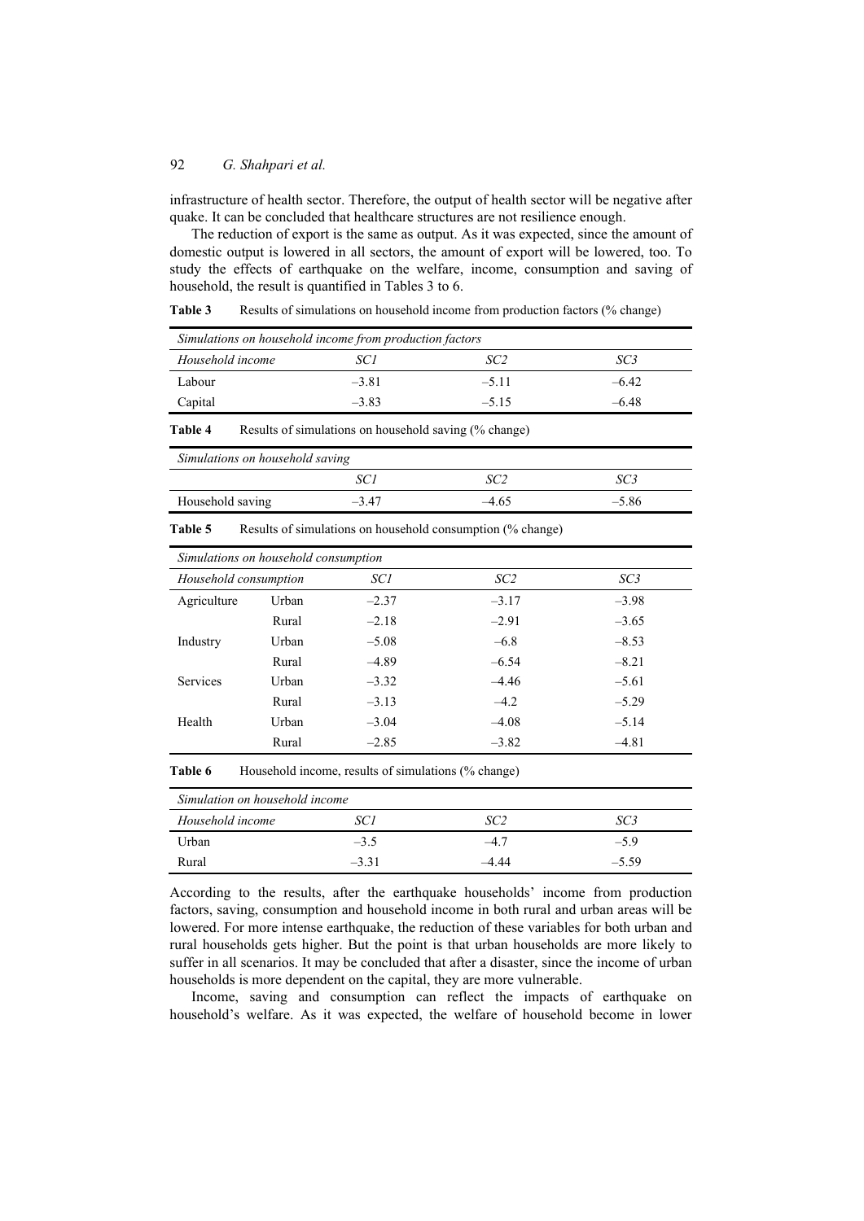infrastructure of health sector. Therefore, the output of health sector will be negative after quake. It can be concluded that healthcare structures are not resilience enough.

The reduction of export is the same as output. As it was expected, since the amount of domestic output is lowered in all sectors, the amount of export will be lowered, too. To study the effects of earthquake on the welfare, income, consumption and saving of household, the result is quantified in Tables 3 to 6.

**Table 3** Results of simulations on household income from production factors (% change)

| *Simulations on household income from production factors* | | | |
|---|---|---|---|
| *Household income* | *SC1* | *SC2* | *SC3* |
| Labour | –3.81 | –5.11 | –6.42 |
| Capital | –3.83 | –5.15 | –6.48 |

**Table 4** Results of simulations on household saving (% change)

| *Simulations on household saving* | | | |
|---|---|---|---|
| | *SC1* | *SC2* | *SC3* |
| Household saving | –3.47 | –4.65 | –5.86 |

**Table 5** Results of simulations on household consumption (% change)

| *Simulations on household consumption* | | | | |
|---|---|---|---|---|
| *Household consumption* | | *SC1* | *SC2* | *SC3* |
| Agriculture | Urban | –2.37 | –3.17 | –3.98 |
| | Rural | –2.18 | –2.91 | –3.65 |
| Industry | Urban | –5.08 | –6.8 | –8.53 |
| | Rural | –4.89 | –6.54 | –8.21 |
| Services | Urban | –3.32 | –4.46 | –5.61 |
| | Rural | –3.13 | –4.2 | –5.29 |
| Health | Urban | –3.04 | –4.08 | –5.14 |
| | Rural | –2.85 | –3.82 | –4.81 |

**Table 6** Household income, results of simulations (% change)

| *Simulation on household income* | | | |
|---|---|---|---|
| *Household income* | *SC1* | *SC2* | *SC3* |
| Urban | –3.5 | –4.7 | –5.9 |
| Rural | –3.31 | –4.44 | –5.59 |

According to the results, after the earthquake households' income from production factors, saving, consumption and household income in both rural and urban areas will be lowered. For more intense earthquake, the reduction of these variables for both urban and rural households gets higher. But the point is that urban households are more likely to suffer in all scenarios. It may be concluded that after a disaster, since the income of urban households is more dependent on the capital, they are more vulnerable.

Income, saving and consumption can reflect the impacts of earthquake on household's welfare. As it was expected, the welfare of household become in lower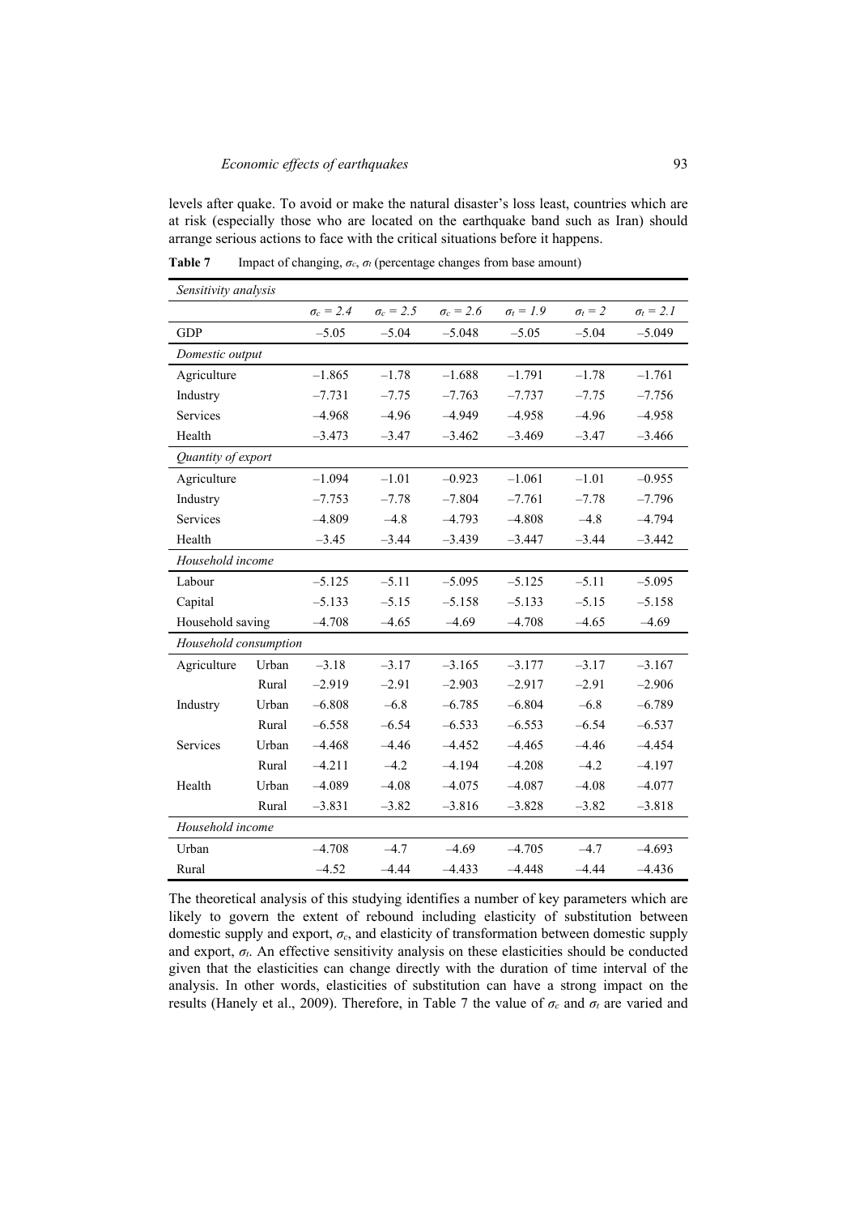levels after quake. To avoid or make the natural disaster's loss least, countries which are at risk (especially those who are located on the earthquake band such as Iran) should arrange serious actions to face with the critical situations before it happens.

**Table 7** Impact of changing, $\sigma_c$, $\sigma_t$ (percentage changes from base amount)

| *Sensitivity analysis* | | | | | | | |
|---|---|---|---|---|---|---|---|
| | | $\sigma_c = 2.4$ | $\sigma_c = 2.5$ | $\sigma_c = 2.6$ | $\sigma_t = 1.9$ | $\sigma_t = 2$ | $\sigma_t = 2.1$ |
| GDP | | –5.05 | –5.04 | –5.048 | –5.05 | –5.04 | –5.049 |
| *Domestic output* | | | | | | | |
| Agriculture | | –1.865 | –1.78 | –1.688 | –1.791 | –1.78 | –1.761 |
| Industry | | –7.731 | –7.75 | –7.763 | –7.737 | –7.75 | –7.756 |
| Services | | –4.968 | –4.96 | –4.949 | –4.958 | –4.96 | –4.958 |
| Health | | –3.473 | –3.47 | –3.462 | –3.469 | –3.47 | –3.466 |
| *Quantity of export* | | | | | | | |
| Agriculture | | –1.094 | –1.01 | –0.923 | –1.061 | –1.01 | –0.955 |
| Industry | | –7.753 | –7.78 | –7.804 | –7.761 | –7.78 | –7.796 |
| Services | | –4.809 | –4.8 | –4.793 | –4.808 | –4.8 | –4.794 |
| Health | | –3.45 | –3.44 | –3.439 | –3.447 | –3.44 | –3.442 |
| *Household income* | | | | | | | |
| Labour | | –5.125 | –5.11 | –5.095 | –5.125 | –5.11 | –5.095 |
| Capital | | –5.133 | –5.15 | –5.158 | –5.133 | –5.15 | –5.158 |
| Household saving | | –4.708 | –4.65 | –4.69 | –4.708 | –4.65 | –4.69 |
| *Household consumption* | | | | | | | |
| Agriculture | Urban | –3.18 | –3.17 | –3.165 | –3.177 | –3.17 | –3.167 |
| | Rural | –2.919 | –2.91 | –2.903 | –2.917 | –2.91 | –2.906 |
| Industry | Urban | –6.808 | –6.8 | –6.785 | –6.804 | –6.8 | –6.789 |
| | Rural | –6.558 | –6.54 | –6.533 | –6.553 | –6.54 | –6.537 |
| Services | Urban | –4.468 | –4.46 | –4.452 | –4.465 | –4.46 | –4.454 |
| | Rural | –4.211 | –4.2 | –4.194 | –4.208 | –4.2 | –4.197 |
| Health | Urban | –4.089 | –4.08 | –4.075 | –4.087 | –4.08 | –4.077 |
| | Rural | –3.831 | –3.82 | –3.816 | –3.828 | –3.82 | –3.818 |
| *Household income* | | | | | | | |
| Urban | | –4.708 | –4.7 | –4.69 | –4.705 | –4.7 | –4.693 |
| Rural | | –4.52 | –4.44 | –4.433 | –4.448 | –4.44 | –4.436 |

The theoretical analysis of this studying identifies a number of key parameters which are likely to govern the extent of rebound including elasticity of substitution between domestic supply and export, $\sigma_c$, and elasticity of transformation between domestic supply and export, $\sigma_t$. An effective sensitivity analysis on these elasticities should be conducted given that the elasticities can change directly with the duration of time interval of the analysis. In other words, elasticities of substitution can have a strong impact on the results (Hanely et al., 2009). Therefore, in Table 7 the value of $\sigma_c$ and $\sigma_t$ are varied and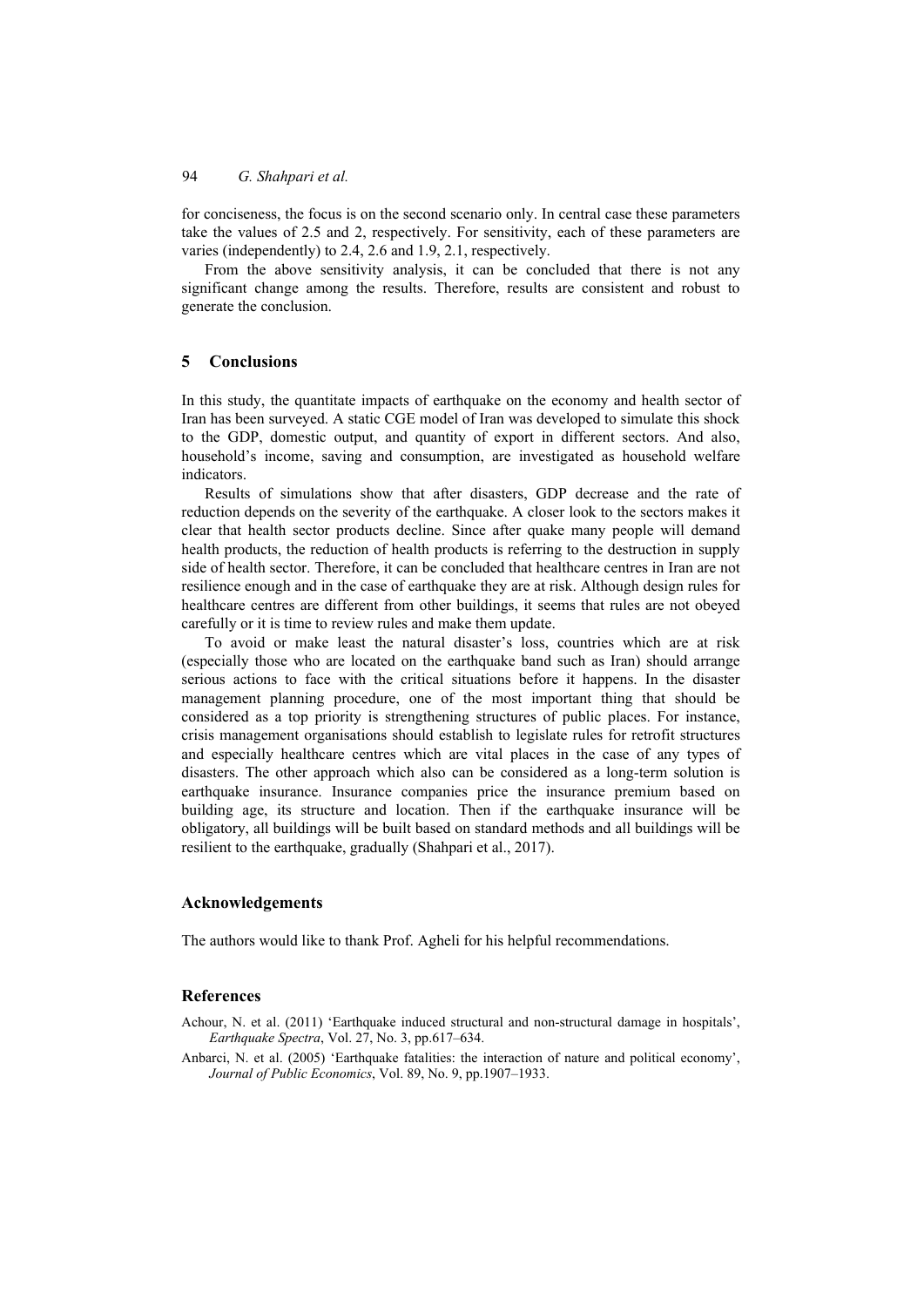for conciseness, the focus is on the second scenario only. In central case these parameters take the values of 2.5 and 2, respectively. For sensitivity, each of these parameters are varies (independently) to 2.4, 2.6 and 1.9, 2.1, respectively.

From the above sensitivity analysis, it can be concluded that there is not any significant change among the results. Therefore, results are consistent and robust to generate the conclusion.

## 5 Conclusions

In this study, the quantitate impacts of earthquake on the economy and health sector of Iran has been surveyed. A static CGE model of Iran was developed to simulate this shock to the GDP, domestic output, and quantity of export in different sectors. And also, household's income, saving and consumption, are investigated as household welfare indicators.

Results of simulations show that after disasters, GDP decrease and the rate of reduction depends on the severity of the earthquake. A closer look to the sectors makes it clear that health sector products decline. Since after quake many people will demand health products, the reduction of health products is referring to the destruction in supply side of health sector. Therefore, it can be concluded that healthcare centres in Iran are not resilience enough and in the case of earthquake they are at risk. Although design rules for healthcare centres are different from other buildings, it seems that rules are not obeyed carefully or it is time to review rules and make them update.

To avoid or make least the natural disaster's loss, countries which are at risk (especially those who are located on the earthquake band such as Iran) should arrange serious actions to face with the critical situations before it happens. In the disaster management planning procedure, one of the most important thing that should be considered as a top priority is strengthening structures of public places. For instance, crisis management organisations should establish to legislate rules for retrofit structures and especially healthcare centres which are vital places in the case of any types of disasters. The other approach which also can be considered as a long-term solution is earthquake insurance. Insurance companies price the insurance premium based on building age, its structure and location. Then if the earthquake insurance will be obligatory, all buildings will be built based on standard methods and all buildings will be resilient to the earthquake, gradually (Shahpari et al., 2017).

## Acknowledgements

The authors would like to thank Prof. Agheli for his helpful recommendations.

## References

Achour, N. et al. (2011) 'Earthquake induced structural and non-structural damage in hospitals', *Earthquake Spectra*, Vol. 27, No. 3, pp.617–634.

Anbarci, N. et al. (2005) 'Earthquake fatalities: the interaction of nature and political economy', *Journal of Public Economics*, Vol. 89, No. 9, pp.1907–1933.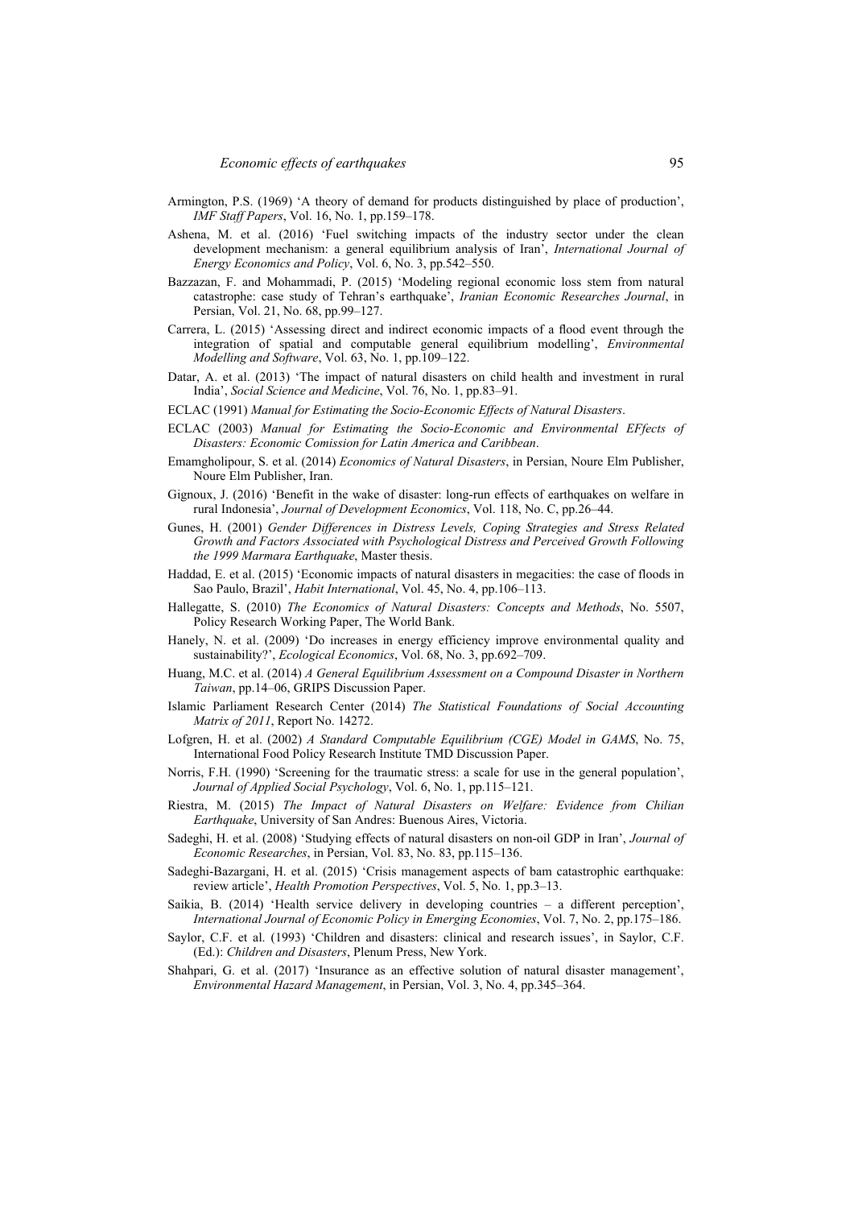Armington, P.S. (1969) 'A theory of demand for products distinguished by place of production', *IMF Staff Papers*, Vol. 16, No. 1, pp.159–178.

Ashena, M. et al. (2016) 'Fuel switching impacts of the industry sector under the clean development mechanism: a general equilibrium analysis of Iran', *International Journal of Energy Economics and Policy*, Vol. 6, No. 3, pp.542–550.

Bazzazan, F. and Mohammadi, P. (2015) 'Modeling regional economic loss stem from natural catastrophe: case study of Tehran's earthquake', *Iranian Economic Researches Journal*, in Persian, Vol. 21, No. 68, pp.99–127.

Carrera, L. (2015) 'Assessing direct and indirect economic impacts of a flood event through the integration of spatial and computable general equilibrium modelling', *Environmental Modelling and Software*, Vol. 63, No. 1, pp.109–122.

Datar, A. et al. (2013) 'The impact of natural disasters on child health and investment in rural India', *Social Science and Medicine*, Vol. 76, No. 1, pp.83–91.

ECLAC (1991) *Manual for Estimating the Socio-Economic Effects of Natural Disasters*.

ECLAC (2003) *Manual for Estimating the Socio-Economic and Environmental EFfects of Disasters: Economic Comission for Latin America and Caribbean*.

Emamgholipour, S. et al. (2014) *Economics of Natural Disasters*, in Persian, Noure Elm Publisher, Noure Elm Publisher, Iran.

Gignoux, J. (2016) 'Benefit in the wake of disaster: long-run effects of earthquakes on welfare in rural Indonesia', *Journal of Development Economics*, Vol. 118, No. C, pp.26–44.

Gunes, H. (2001) *Gender Differences in Distress Levels, Coping Strategies and Stress Related Growth and Factors Associated with Psychological Distress and Perceived Growth Following the 1999 Marmara Earthquake*, Master thesis.

Haddad, E. et al. (2015) 'Economic impacts of natural disasters in megacities: the case of floods in Sao Paulo, Brazil', *Habit International*, Vol. 45, No. 4, pp.106–113.

Hallegatte, S. (2010) *The Economics of Natural Disasters: Concepts and Methods*, No. 5507, Policy Research Working Paper, The World Bank.

Hanely, N. et al. (2009) 'Do increases in energy efficiency improve environmental quality and sustainability?', *Ecological Economics*, Vol. 68, No. 3, pp.692–709.

Huang, M.C. et al. (2014) *A General Equilibrium Assessment on a Compound Disaster in Northern Taiwan*, pp.14–06, GRIPS Discussion Paper.

Islamic Parliament Research Center (2014) *The Statistical Foundations of Social Accounting Matrix of 2011*, Report No. 14272.

Lofgren, H. et al. (2002) *A Standard Computable Equilibrium (CGE) Model in GAMS*, No. 75, International Food Policy Research Institute TMD Discussion Paper.

Norris, F.H. (1990) 'Screening for the traumatic stress: a scale for use in the general population', *Journal of Applied Social Psychology*, Vol. 6, No. 1, pp.115–121.

Riestra, M. (2015) *The Impact of Natural Disasters on Welfare: Evidence from Chilian Earthquake*, University of San Andres: Buenous Aires, Victoria.

Sadeghi, H. et al. (2008) 'Studying effects of natural disasters on non-oil GDP in Iran', *Journal of Economic Researches*, in Persian, Vol. 83, No. 83, pp.115–136.

Sadeghi-Bazargani, H. et al. (2015) 'Crisis management aspects of bam catastrophic earthquake: review article', *Health Promotion Perspectives*, Vol. 5, No. 1, pp.3–13.

Saikia, B. (2014) 'Health service delivery in developing countries – a different perception', *International Journal of Economic Policy in Emerging Economies*, Vol. 7, No. 2, pp.175–186.

Saylor, C.F. et al. (1993) 'Children and disasters: clinical and research issues', in Saylor, C.F. (Ed.): *Children and Disasters*, Plenum Press, New York.

Shahpari, G. et al. (2017) 'Insurance as an effective solution of natural disaster management', *Environmental Hazard Management*, in Persian, Vol. 3, No. 4, pp.345–364.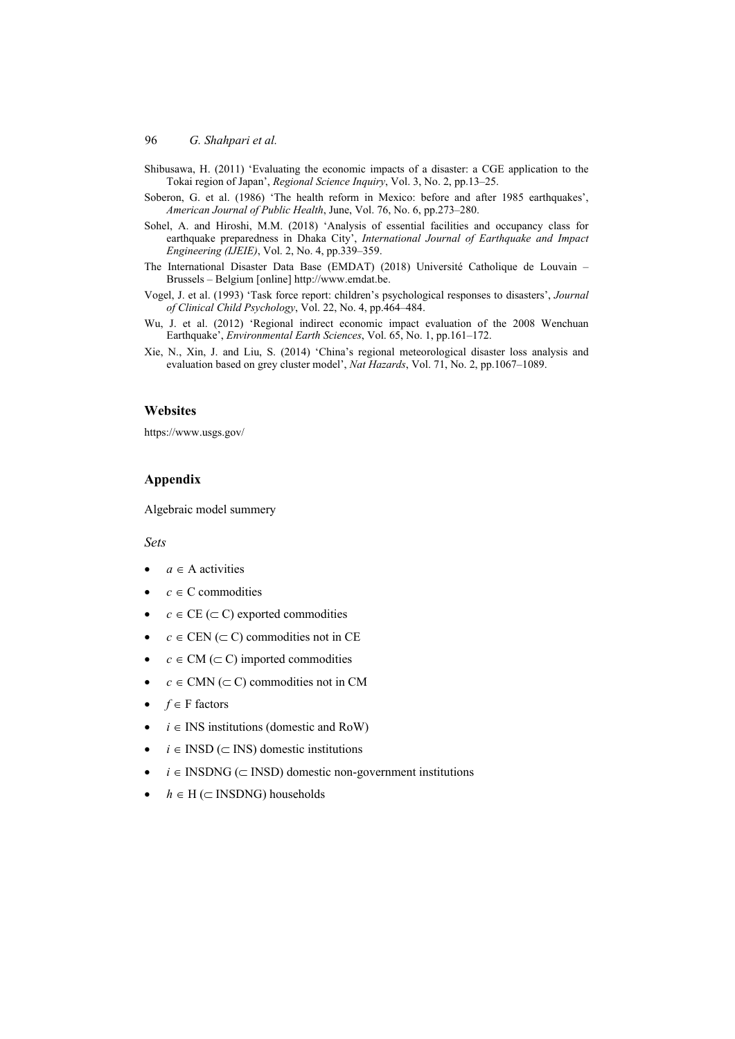Shibusawa, H. (2011) 'Evaluating the economic impacts of a disaster: a CGE application to the Tokai region of Japan', *Regional Science Inquiry*, Vol. 3, No. 2, pp.13–25.

Soberon, G. et al. (1986) 'The health reform in Mexico: before and after 1985 earthquakes', *American Journal of Public Health*, June, Vol. 76, No. 6, pp.273–280.

Sohel, A. and Hiroshi, M.M. (2018) 'Analysis of essential facilities and occupancy class for earthquake preparedness in Dhaka City', *International Journal of Earthquake and Impact Engineering (IJEIE)*, Vol. 2, No. 4, pp.339–359.

The International Disaster Data Base (EMDAT) (2018) Université Catholique de Louvain – Brussels – Belgium [online] http://www.emdat.be.

Vogel, J. et al. (1993) 'Task force report: children's psychological responses to disasters', *Journal of Clinical Child Psychology*, Vol. 22, No. 4, pp.464–484.

Wu, J. et al. (2012) 'Regional indirect economic impact evaluation of the 2008 Wenchuan Earthquake', *Environmental Earth Sciences*, Vol. 65, No. 1, pp.161–172.

Xie, N., Xin, J. and Liu, S. (2014) 'China's regional meteorological disaster loss analysis and evaluation based on grey cluster model', *Nat Hazards*, Vol. 71, No. 2, pp.1067–1089.

## Websites

https://www.usgs.gov/

## Appendix

Algebraic model summery

*Sets*

- $a \in$ A activities
- $c \in$ C commodities
- $c \in$ CE ($\subset$ C) exported commodities
- $c \in$ CEN ($\subset$ C) commodities not in CE
- $c \in$ CM ($\subset$ C) imported commodities
- $c \in$ CMN ($\subset$ C) commodities not in CM
- $f \in$ F factors
- $i \in$ INS institutions (domestic and RoW)
- $i \in$ INSD ($\subset$ INS) domestic institutions
- $i \in$ INSDNG ($\subset$ INSD) domestic non-government institutions
- $h \in$ H ($\subset$ INSDNG) households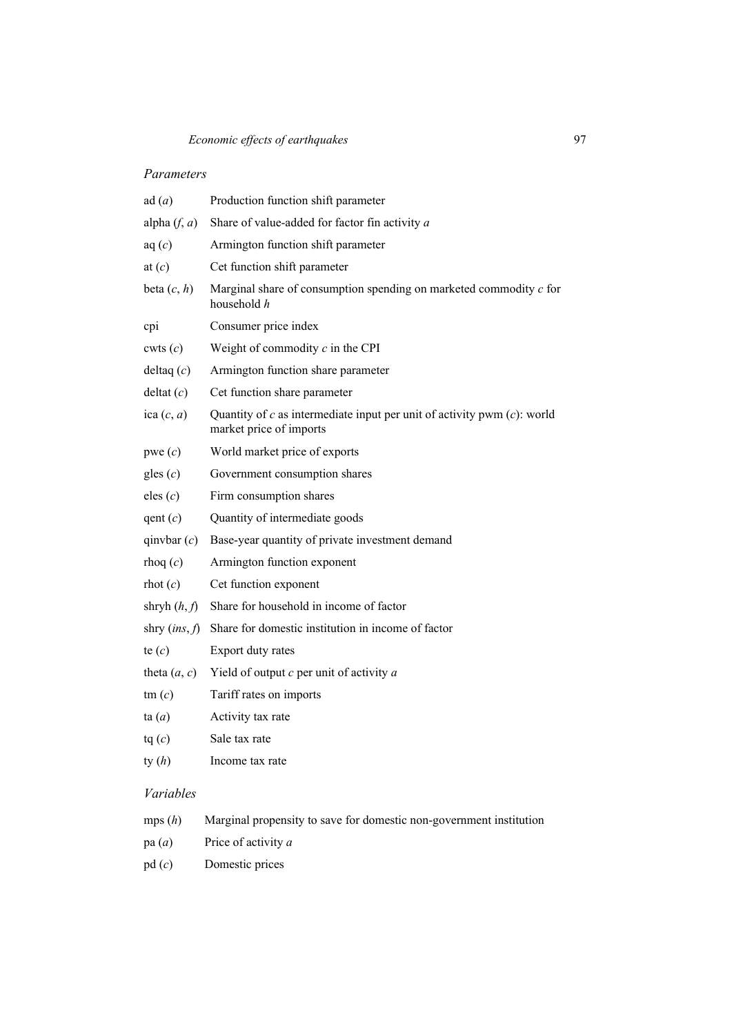*Parameters*

| | |
|---|---|
| ad (*a*) | Production function shift parameter |
| alpha (*f*, *a*) | Share of value-added for factor fin activity *a* |
| aq (*c*) | Armington function shift parameter |
| at (*c*) | Cet function shift parameter |
| beta (*c*, *h*) | Marginal share of consumption spending on marketed commodity *c* for household *h* |
| cpi | Consumer price index |
| cwts (*c*) | Weight of commodity *c* in the CPI |
| deltaq (*c*) | Armington function share parameter |
| deltat (*c*) | Cet function share parameter |
| ica (*c*, *a*) | Quantity of *c* as intermediate input per unit of activity pwm (*c*): world market price of imports |
| pwe (*c*) | World market price of exports |
| gles (*c*) | Government consumption shares |
| eles (*c*) | Firm consumption shares |
| qent (*c*) | Quantity of intermediate goods |
| qinvbar (*c*) | Base-year quantity of private investment demand |
| rhoq (*c*) | Armington function exponent |
| rhot (*c*) | Cet function exponent |
| shryh (*h*, *f*) | Share for household in income of factor |
| shry (*ins*, *f*) | Share for domestic institution in income of factor |
| te (*c*) | Export duty rates |
| theta (*a*, *c*) | Yield of output *c* per unit of activity *a* |
| tm (*c*) | Tariff rates on imports |
| ta (*a*) | Activity tax rate |
| tq (*c*) | Sale tax rate |
| ty (*h*) | Income tax rate |

*Variables*

| | |
|---|---|
| mps (*h*) | Marginal propensity to save for domestic non-government institution |
| pa (*a*) | Price of activity *a* |
| pd (*c*) | Domestic prices |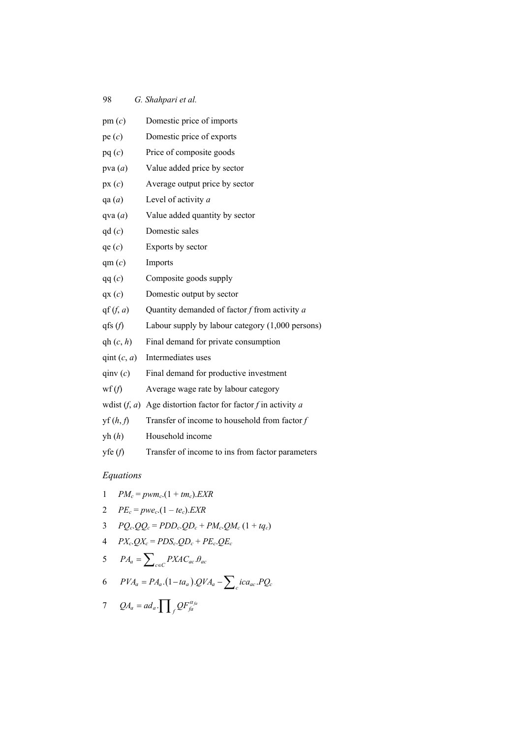| | |
|---|---|
| pm ($c$) | Domestic price of imports |
| pe ($c$) | Domestic price of exports |
| pq ($c$) | Price of composite goods |
| pva ($a$) | Value added price by sector |
| px ($c$) | Average output price by sector |
| qa ($a$) | Level of activity $a$ |
| qva ($a$) | Value added quantity by sector |
| qd ($c$) | Domestic sales |
| qe ($c$) | Exports by sector |
| qm ($c$) | Imports |
| qq ($c$) | Composite goods supply |
| qx ($c$) | Domestic output by sector |
| qf ($f$, $a$) | Quantity demanded of factor $f$ from activity $a$ |
| qfs ($f$) | Labour supply by labour category (1,000 persons) |
| qh ($c$, $h$) | Final demand for private consumption |
| qint ($c$, $a$) | Intermediates uses |
| qinv ($c$) | Final demand for productive investment |
| wf ($f$) | Average wage rate by labour category |
| wdist ($f$, $a$) | Age distortion factor for factor $f$ in activity $a$ |
| yf ($h$, $f$) | Transfer of income to household from factor $f$ |
| yh ($h$) | Household income |
| yfe ($f$) | Transfer of income to ins from factor parameters |

*Equations*

1 $PM_c = pwm_c.(1 + tm_c).EXR$

2 $PE_c = pwe_c.(1 - te_c).EXR$

3 $PQ_c.QQ_c = PDD_c.QD_c + PM_c.QM_c\ (1 + tq_c)$

4 $PX_c.QX_c = PDS_c.QD_c + PE_c.QE_c$

5 $PA_a = \sum_{c \in C} PXAC_{ac}.\theta_{ac}$

6 $PVA_a = PA_a.(1 - ta_a).QVA_a - \sum_c ica_{ac}.PQ_c$

7 $QA_a = ad_a.\prod_f QF_{fa}^{\alpha_{fa}}$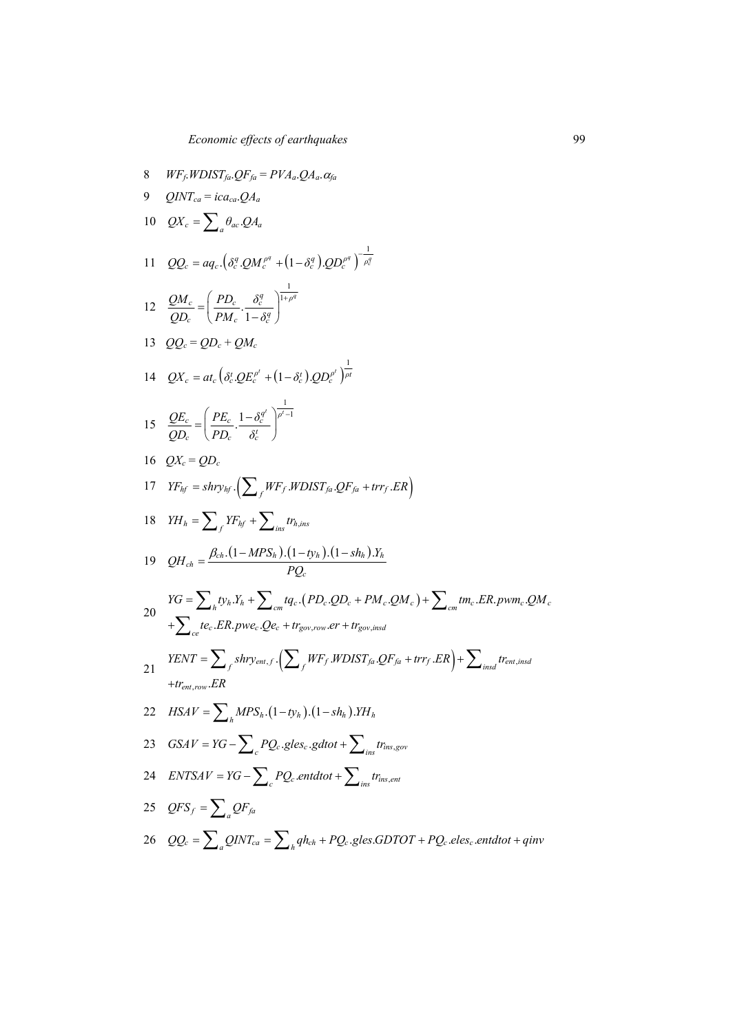8 $WF_f.WDIST_{fa}.QF_{fa} = PVA_a.QA_a.\alpha_{fa}$

9 $QINT_{ca} = ica_{ca}.QA_a$

10 $QX_c = \sum_a \theta_{ac}.QA_a$

11 $QQ_c = aq_c.\left(\delta_c^q.QM_c^{\rho^q} + \left(1-\delta_c^q\right).QD_c^{\rho^q}\right)^{-\frac{1}{\rho_c^q}}$

12 $\dfrac{QM_c}{QD_c} = \left(\dfrac{PD_c}{PM_c}.\dfrac{\delta_c^q}{1-\delta_c^q}\right)^{\frac{1}{1+\rho^q}}$

13 $QQ_c = QD_c + QM_c$

14 $QX_c = at_c\left(\delta_c^t.QE_c^{\rho^t} + \left(1-\delta_c^t\right).QD_c^{\rho^t}\right)^{\frac{1}{\rho t}}$

15 $\dfrac{QE_c}{QD_c} = \left(\dfrac{PE_c}{PD_c}.\dfrac{1-\delta_c^{q^t}}{\delta_c^t}\right)^{\frac{1}{\rho^t-1}}$

16 $QX_c = QD_c$

17 $YF_{hf} = shry_{hf}.\left(\sum_f WF_f.WDIST_{fa}.QF_{fa} + trr_f.ER\right)$

18 $YH_h = \sum_f YF_{hf} + \sum_{ins} tr_{h,ins}$

19 $QH_{ch} = \dfrac{\beta_{ch}.\left(1-MPS_h\right).\left(1-ty_h\right).\left(1-sh_h\right).Y_h}{PQ_c}$

20 $YG = \sum_h ty_h.Y_h + \sum_{cm} tq_c.\left(PD_c.QD_c + PM_c.QM_c\right) + \sum_{cm} tm_c.ER.pwm_c.QM_c$
$+\sum_{ce} te_c.ER.pwe_c.Qe_c + tr_{gov,row}.er + tr_{gov,insd}$

21 $YENT = \sum_f shry_{ent,f}.\left(\sum_f WF_f.WDIST_{fa}.QF_{fa} + trr_f.ER\right) + \sum_{insd} tr_{ent,insd}$
$+tr_{ent,row}.ER$

22 $HSAV = \sum_h MPS_h.\left(1-ty_h\right).\left(1-sh_h\right).YH_h$

23 $GSAV = YG - \sum_c PQ_c.gles_c.gdtot + \sum_{ins} tr_{ins,gov}$

24 $ENTSAV = YG - \sum_c PQ_c.entdtot + \sum_{ins} tr_{ins,ent}$

25 $QFS_f = \sum_a QF_{fa}$

26 $QQ_c = \sum_a QINT_{ca} = \sum_h qh_{ch} + PQ_c.gles.GDTOT + PQ_c.eles_c.entdtot + qinv$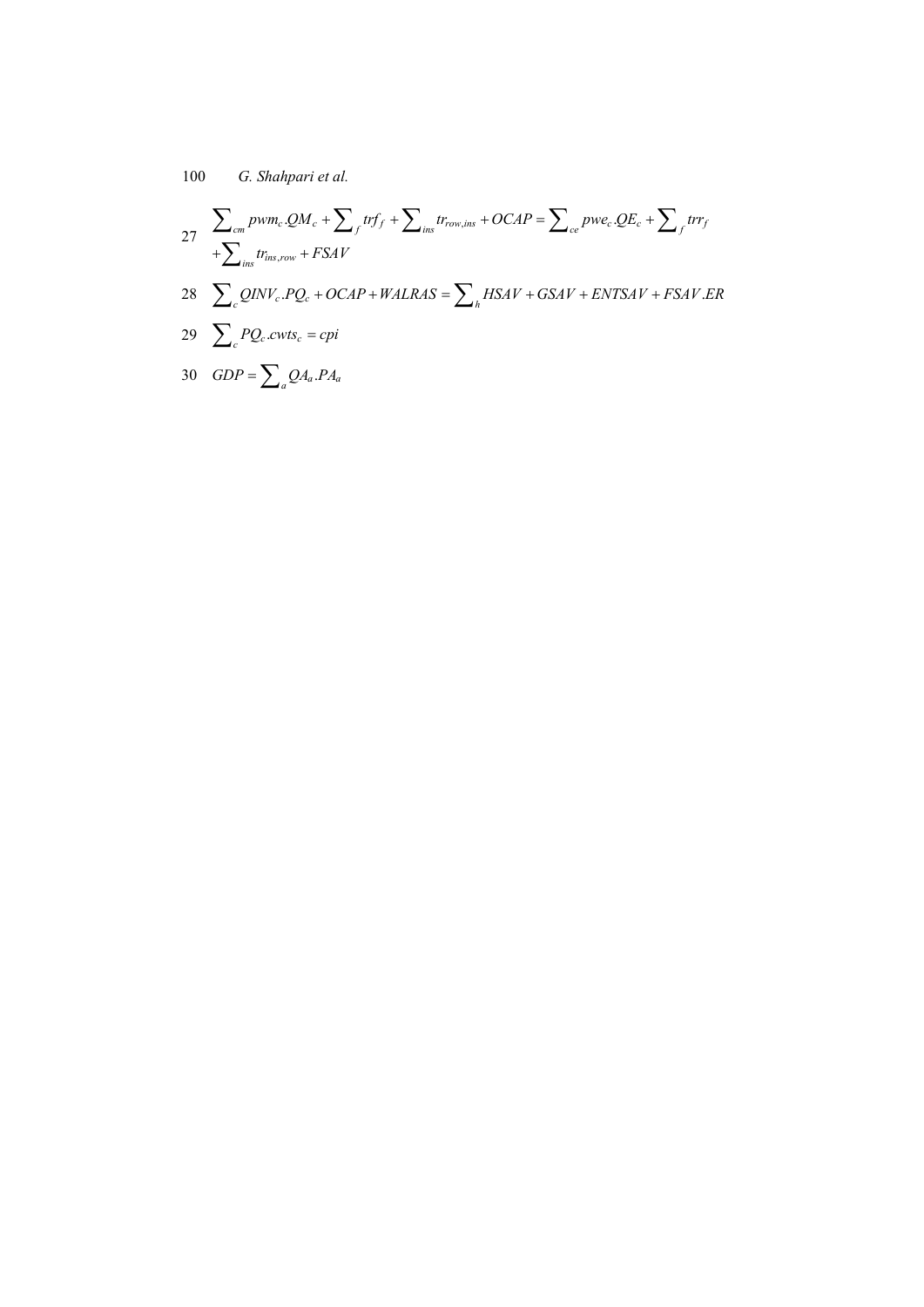27 $$\sum_{cm} pwm_c.QM_c + \sum_f trf_f + \sum_{ins} tr_{row,ins} + OCAP = \sum_{ce} pwe_c.QE_c + \sum_f trr_f + \sum_{ins} tr_{ins,row} + FSAV$$

28 $$\sum_c QINV_c.PQ_c + OCAP + WALRAS = \sum_h HSAV + GSAV + ENTSAV + FSAV.ER$$

29 $$\sum_c PQ_c.cwts_c = cpi$$

30 $$GDP = \sum_a QA_a.PA_a$$